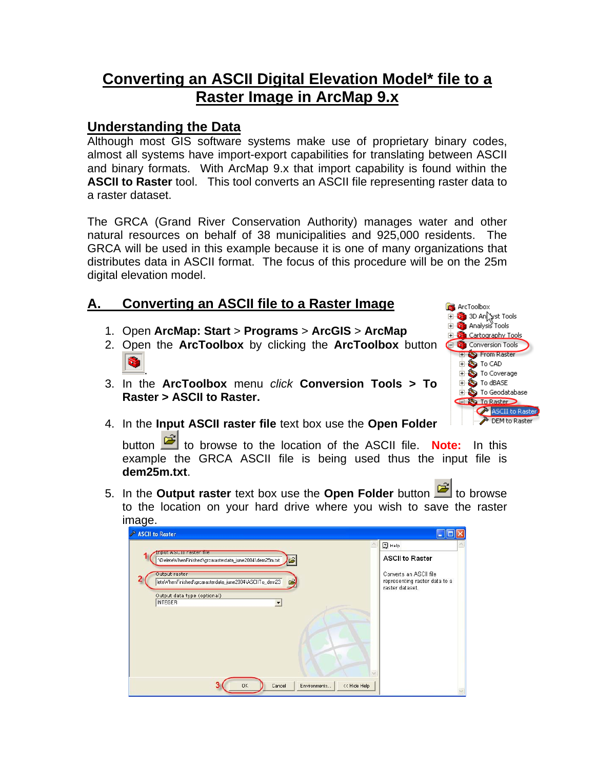# Converting an ASCII Digital Elevation Model* file to a Raster Image in ArcMap 9.x

## Understanding the Data

Although most GIS software systems make use of proprietary binary codes, almost all systems have import-export capabilities for translating between ASCII and binary formats. With ArcMap 9.x that import capability is found within the **ASCII to Raster** tool. This tool converts an ASCII file representing raster data to a raster dataset.

The GRCA (Grand River Conservation Authority) manages water and other natural resources on behalf of 38 municipalities and 925,000 residents. The GRCA will be used in this example because it is one of many organizations that distributes data in ASCII format. The focus of this procedure will be on the 25m digital elevation model.

## A. Converting an ASCII file to a Raster Image

1. Open **ArcMap: Start** > **Programs** > **ArcGIS** > **ArcMap**
2. Open the **ArcToolbox** by clicking the **ArcToolbox** button .
3. In the **ArcToolbox** menu *click* **Conversion Tools > To Raster > ASCII to Raster.**
4. In the **Input ASCII raster file** text box use the **Open Folder** button to browse to the location of the ASCII file. **Note:** In this example the GRCA ASCII file is being used thus the input file is **dem25m.txt**.
5. In the **Output raster** text box use the **Open Folder** button to browse to the location on your hard drive where you wish to save the raster image.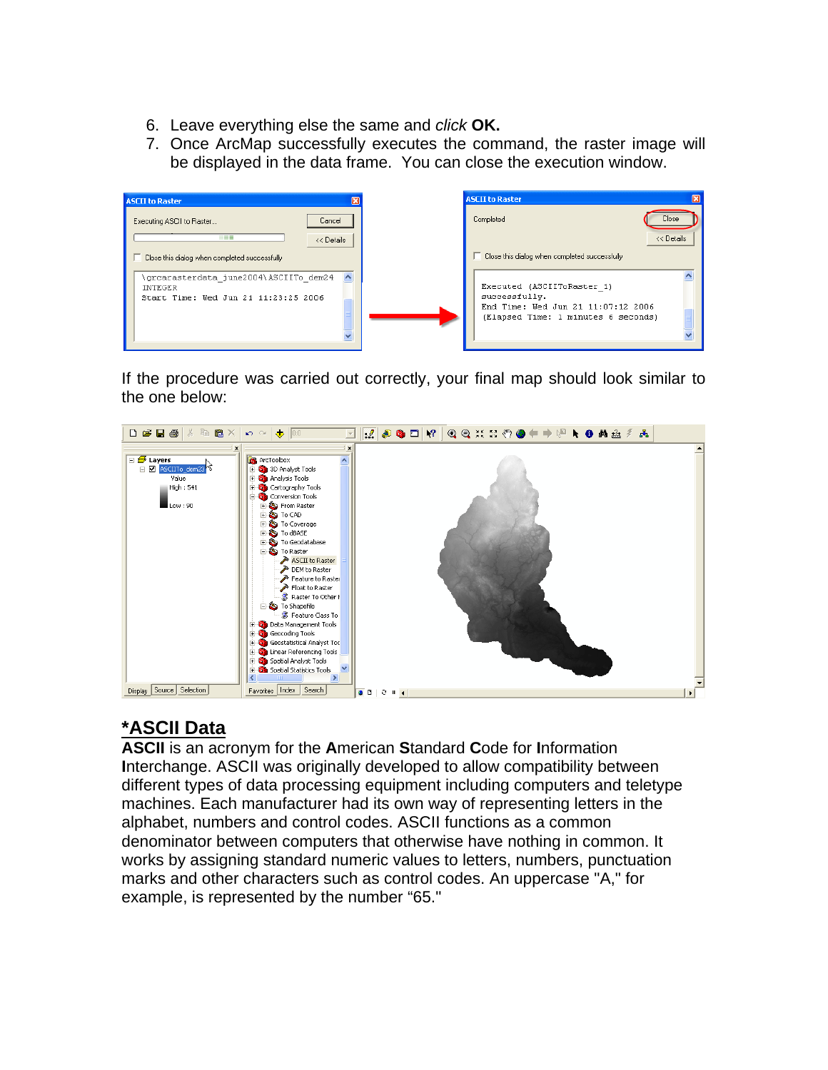6. Leave everything else the same and *click* **OK.**
7. Once ArcMap successfully executes the command, the raster image will be displayed in the data frame.  You can close the execution window.

If the procedure was carried out correctly, your final map should look similar to the one below:

## *ASCII Data

**ASCII** is an acronym for the **A**merican **S**tandard **C**ode for **I**nformation **I**nterchange. ASCII was originally developed to allow compatibility between different types of data processing equipment including computers and teletype machines. Each manufacturer had its own way of representing letters in the alphabet, numbers and control codes. ASCII functions as a common denominator between computers that otherwise have nothing in common. It works by assigning standard numeric values to letters, numbers, punctuation marks and other characters such as control codes. An uppercase "A," for example, is represented by the number "65."